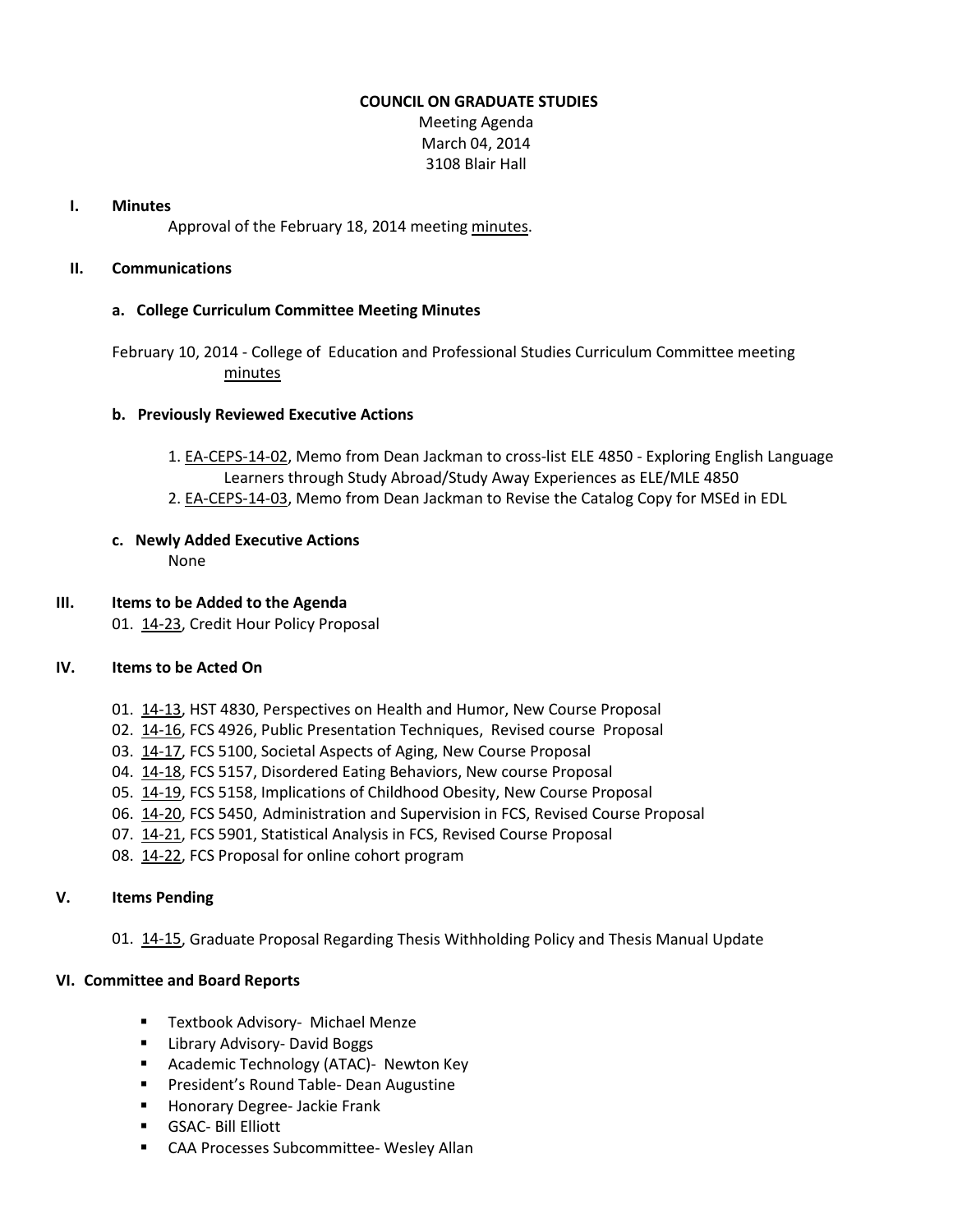# COUNCIL ON GRADUATE STUDIES

Meeting Agenda
March 04, 2014
3108 Blair Hall

## I. Minutes

Approval of the February 18, 2014 meeting minutes.

## II. Communications

### a. College Curriculum Committee Meeting Minutes

February 10, 2014 - College of Education and Professional Studies Curriculum Committee meeting minutes

### b. Previously Reviewed Executive Actions

1. EA-CEPS-14-02, Memo from Dean Jackman to cross-list ELE 4850 - Exploring English Language Learners through Study Abroad/Study Away Experiences as ELE/MLE 4850
2. EA-CEPS-14-03, Memo from Dean Jackman to Revise the Catalog Copy for MSEd in EDL

### c. Newly Added Executive Actions

None

## III. Items to be Added to the Agenda

01. 14-23, Credit Hour Policy Proposal

## IV. Items to be Acted On

01. 14-13, HST 4830, Perspectives on Health and Humor, New Course Proposal
02. 14-16, FCS 4926, Public Presentation Techniques, Revised course Proposal
03. 14-17, FCS 5100, Societal Aspects of Aging, New Course Proposal
04. 14-18, FCS 5157, Disordered Eating Behaviors, New course Proposal
05. 14-19, FCS 5158, Implications of Childhood Obesity, New Course Proposal
06. 14-20, FCS 5450, Administration and Supervision in FCS, Revised Course Proposal
07. 14-21, FCS 5901, Statistical Analysis in FCS, Revised Course Proposal
08. 14-22, FCS Proposal for online cohort program

## V. Items Pending

01. 14-15, Graduate Proposal Regarding Thesis Withholding Policy and Thesis Manual Update

## VI. Committee and Board Reports

- Textbook Advisory- Michael Menze
- Library Advisory- David Boggs
- Academic Technology (ATAC)- Newton Key
- President's Round Table- Dean Augustine
- Honorary Degree- Jackie Frank
- GSAC- Bill Elliott
- CAA Processes Subcommittee- Wesley Allan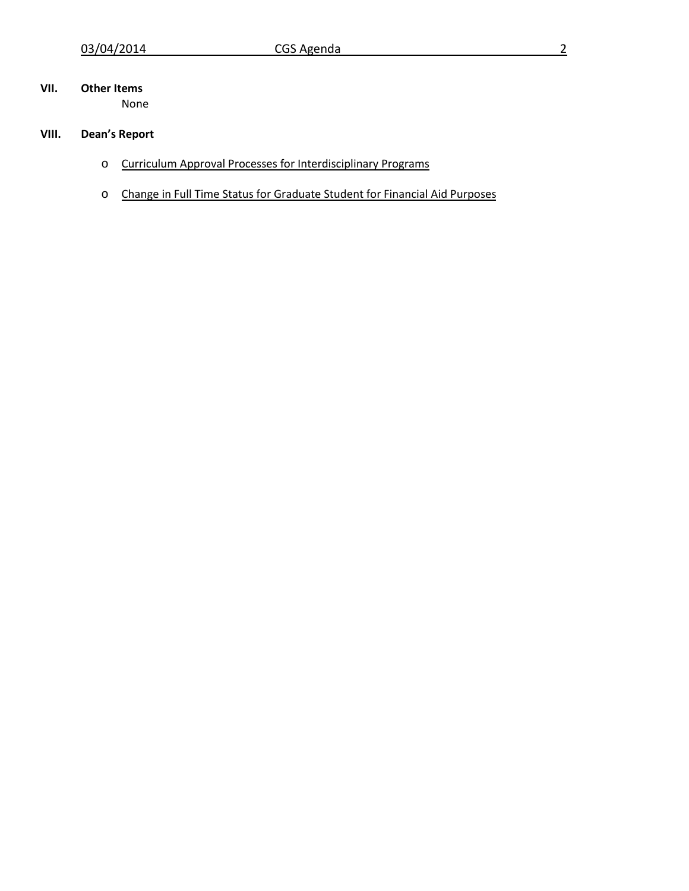**VII. Other Items**

None

**VIII. Dean's Report**

- Curriculum Approval Processes for Interdisciplinary Programs
- Change in Full Time Status for Graduate Student for Financial Aid Purposes